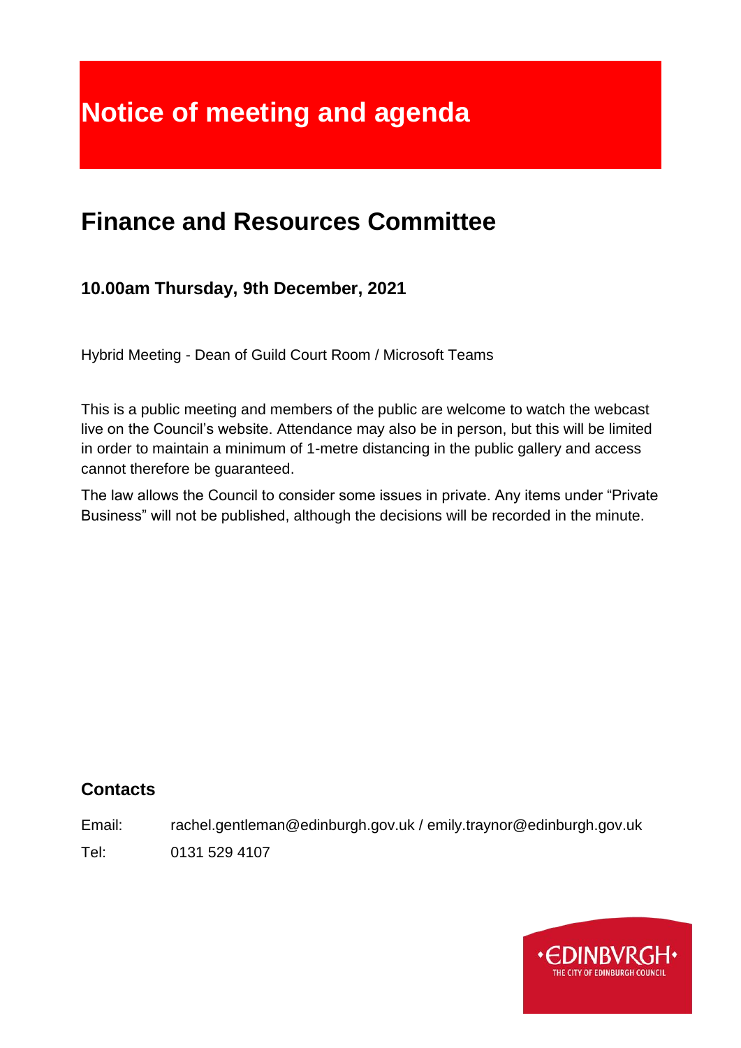# Notice of meeting and agenda

## Finance and Resources Committee

### 10.00am Thursday, 9th December, 2021

Hybrid Meeting - Dean of Guild Court Room / Microsoft Teams

This is a public meeting and members of the public are welcome to watch the webcast live on the Council's website. Attendance may also be in person, but this will be limited in order to maintain a minimum of 1-metre distancing in the public gallery and access cannot therefore be guaranteed.

The law allows the Council to consider some issues in private. Any items under "Private Business" will not be published, although the decisions will be recorded in the minute.

### Contacts

Email: rachel.gentleman@edinburgh.gov.uk / emily.traynor@edinburgh.gov.uk

Tel: 0131 529 4107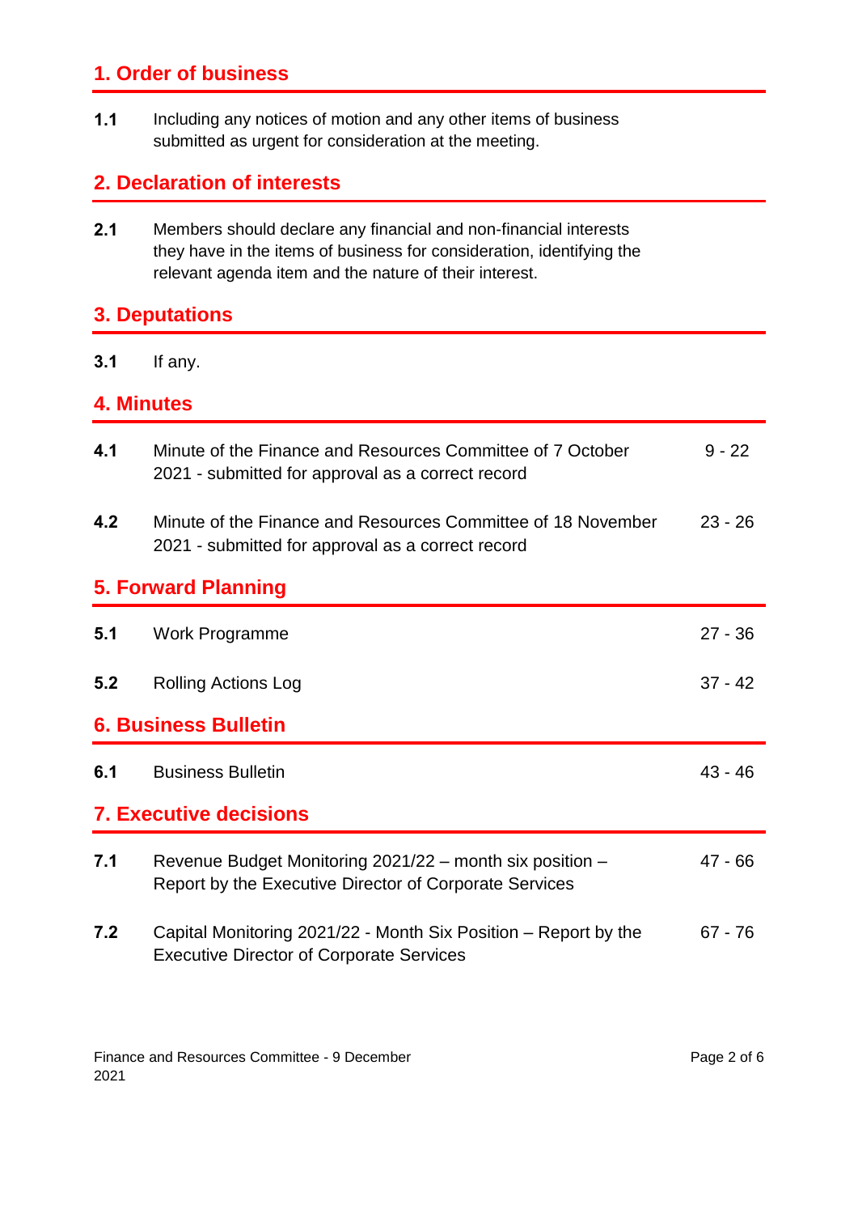## 1. Order of business

**1.1** Including any notices of motion and any other items of business submitted as urgent for consideration at the meeting.

## 2. Declaration of interests

**2.1** Members should declare any financial and non-financial interests they have in the items of business for consideration, identifying the relevant agenda item and the nature of their interest.

## 3. Deputations

**3.1** If any.

## 4. Minutes

| | | |
|---|---|---|
| **4.1** | Minute of the Finance and Resources Committee of 7 October 2021 - submitted for approval as a correct record | 9 - 22 |
| **4.2** | Minute of the Finance and Resources Committee of 18 November 2021 - submitted for approval as a correct record | 23 - 26 |

## 5. Forward Planning

| | | |
|---|---|---|
| **5.1** | Work Programme | 27 - 36 |
| **5.2** | Rolling Actions Log | 37 - 42 |

## 6. Business Bulletin

| | | |
|---|---|---|
| **6.1** | Business Bulletin | 43 - 46 |

## 7. Executive decisions

| | | |
|---|---|---|
| **7.1** | Revenue Budget Monitoring 2021/22 – month six position – Report by the Executive Director of Corporate Services | 47 - 66 |
| **7.2** | Capital Monitoring 2021/22 - Month Six Position – Report by the Executive Director of Corporate Services | 67 - 76 |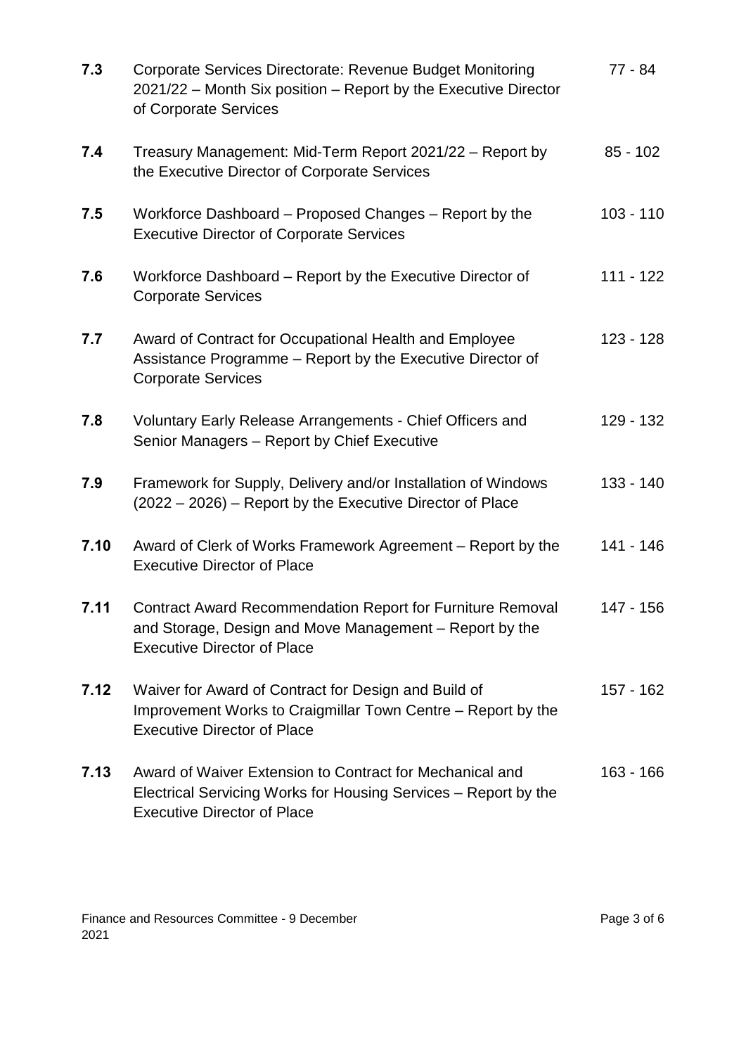| | | |
|---|---|---|
| **7.3** | Corporate Services Directorate: Revenue Budget Monitoring 2021/22 – Month Six position – Report by the Executive Director of Corporate Services | 77 - 84 |
| **7.4** | Treasury Management: Mid-Term Report 2021/22 – Report by the Executive Director of Corporate Services | 85 - 102 |
| **7.5** | Workforce Dashboard – Proposed Changes – Report by the Executive Director of Corporate Services | 103 - 110 |
| **7.6** | Workforce Dashboard – Report by the Executive Director of Corporate Services | 111 - 122 |
| **7.7** | Award of Contract for Occupational Health and Employee Assistance Programme – Report by the Executive Director of Corporate Services | 123 - 128 |
| **7.8** | Voluntary Early Release Arrangements - Chief Officers and Senior Managers – Report by Chief Executive | 129 - 132 |
| **7.9** | Framework for Supply, Delivery and/or Installation of Windows (2022 – 2026) – Report by the Executive Director of Place | 133 - 140 |
| **7.10** | Award of Clerk of Works Framework Agreement – Report by the Executive Director of Place | 141 - 146 |
| **7.11** | Contract Award Recommendation Report for Furniture Removal and Storage, Design and Move Management – Report by the Executive Director of Place | 147 - 156 |
| **7.12** | Waiver for Award of Contract for Design and Build of Improvement Works to Craigmillar Town Centre – Report by the Executive Director of Place | 157 - 162 |
| **7.13** | Award of Waiver Extension to Contract for Mechanical and Electrical Servicing Works for Housing Services – Report by the Executive Director of Place | 163 - 166 |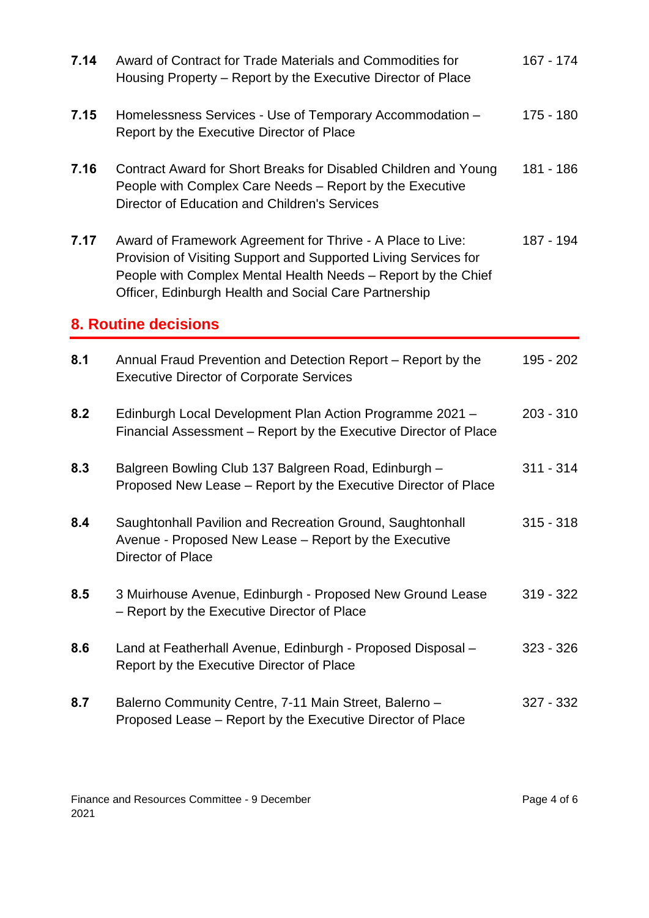| | | |
|---|---|---|
| **7.14** | Award of Contract for Trade Materials and Commodities for Housing Property – Report by the Executive Director of Place | 167 - 174 |
| **7.15** | Homelessness Services - Use of Temporary Accommodation – Report by the Executive Director of Place | 175 - 180 |
| **7.16** | Contract Award for Short Breaks for Disabled Children and Young People with Complex Care Needs – Report by the Executive Director of Education and Children's Services | 181 - 186 |
| **7.17** | Award of Framework Agreement for Thrive - A Place to Live: Provision of Visiting Support and Supported Living Services for People with Complex Mental Health Needs – Report by the Chief Officer, Edinburgh Health and Social Care Partnership | 187 - 194 |

## 8. Routine decisions

| | | |
|---|---|---|
| **8.1** | Annual Fraud Prevention and Detection Report – Report by the Executive Director of Corporate Services | 195 - 202 |
| **8.2** | Edinburgh Local Development Plan Action Programme 2021 – Financial Assessment – Report by the Executive Director of Place | 203 - 310 |
| **8.3** | Balgreen Bowling Club 137 Balgreen Road, Edinburgh – Proposed New Lease – Report by the Executive Director of Place | 311 - 314 |
| **8.4** | Saughtonhall Pavilion and Recreation Ground, Saughtonhall Avenue - Proposed New Lease – Report by the Executive Director of Place | 315 - 318 |
| **8.5** | 3 Muirhouse Avenue, Edinburgh - Proposed New Ground Lease – Report by the Executive Director of Place | 319 - 322 |
| **8.6** | Land at Featherhall Avenue, Edinburgh - Proposed Disposal – Report by the Executive Director of Place | 323 - 326 |
| **8.7** | Balerno Community Centre, 7-11 Main Street, Balerno – Proposed Lease – Report by the Executive Director of Place | 327 - 332 |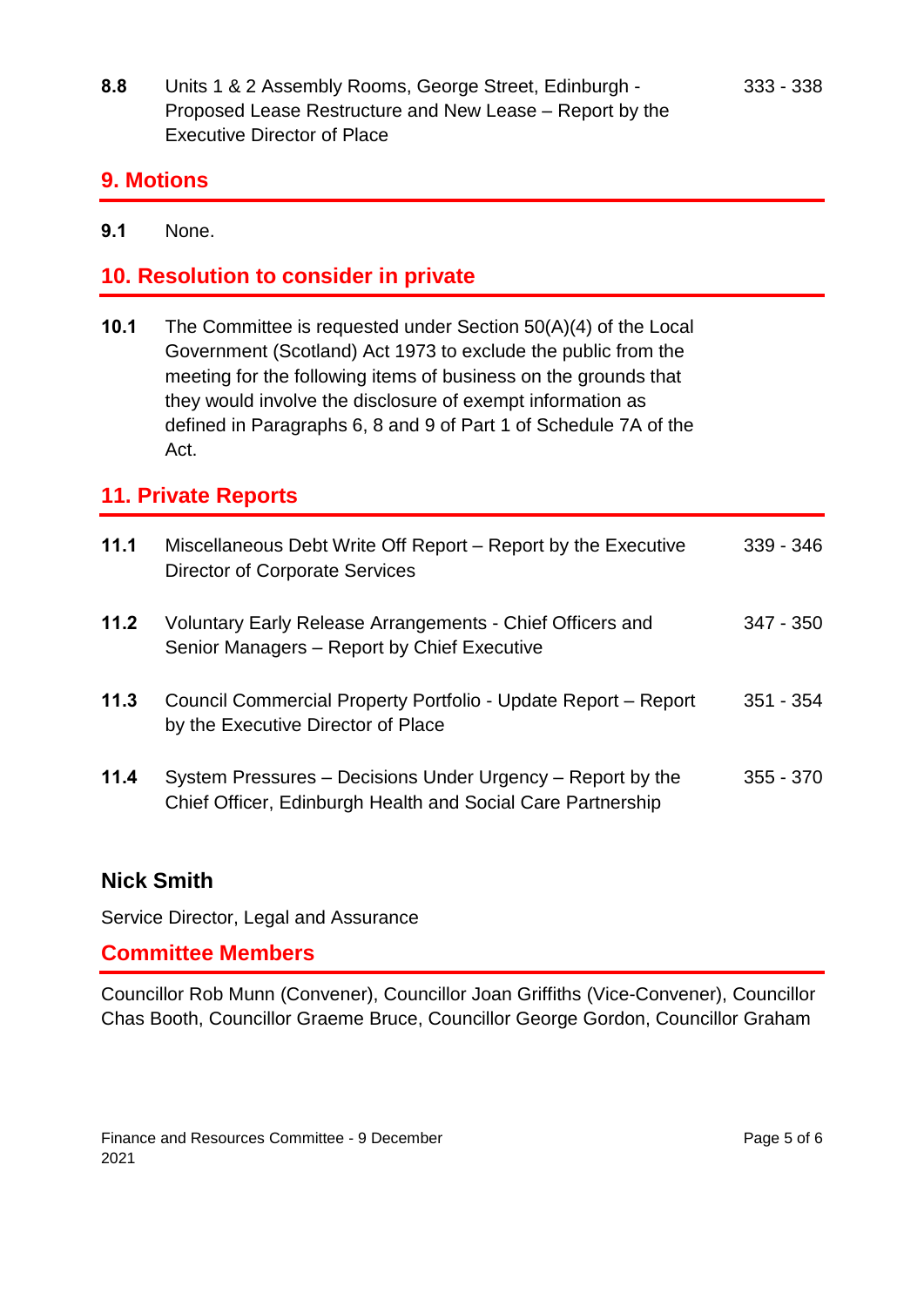| | | |
|---|---|---|
| **8.8** | Units 1 & 2 Assembly Rooms, George Street, Edinburgh - Proposed Lease Restructure and New Lease – Report by the Executive Director of Place | 333 - 338 |

## 9. Motions

**9.1** None.

## 10. Resolution to consider in private

**10.1** The Committee is requested under Section 50(A)(4) of the Local Government (Scotland) Act 1973 to exclude the public from the meeting for the following items of business on the grounds that they would involve the disclosure of exempt information as defined in Paragraphs 6, 8 and 9 of Part 1 of Schedule 7A of the Act.

## 11. Private Reports

| | | |
|---|---|---|
| **11.1** | Miscellaneous Debt Write Off Report – Report by the Executive Director of Corporate Services | 339 - 346 |
| **11.2** | Voluntary Early Release Arrangements - Chief Officers and Senior Managers – Report by Chief Executive | 347 - 350 |
| **11.3** | Council Commercial Property Portfolio - Update Report – Report by the Executive Director of Place | 351 - 354 |
| **11.4** | System Pressures – Decisions Under Urgency – Report by the Chief Officer, Edinburgh Health and Social Care Partnership | 355 - 370 |

**Nick Smith**

Service Director, Legal and Assurance

## Committee Members

Councillor Rob Munn (Convener), Councillor Joan Griffiths (Vice-Convener), Councillor Chas Booth, Councillor Graeme Bruce, Councillor George Gordon, Councillor Graham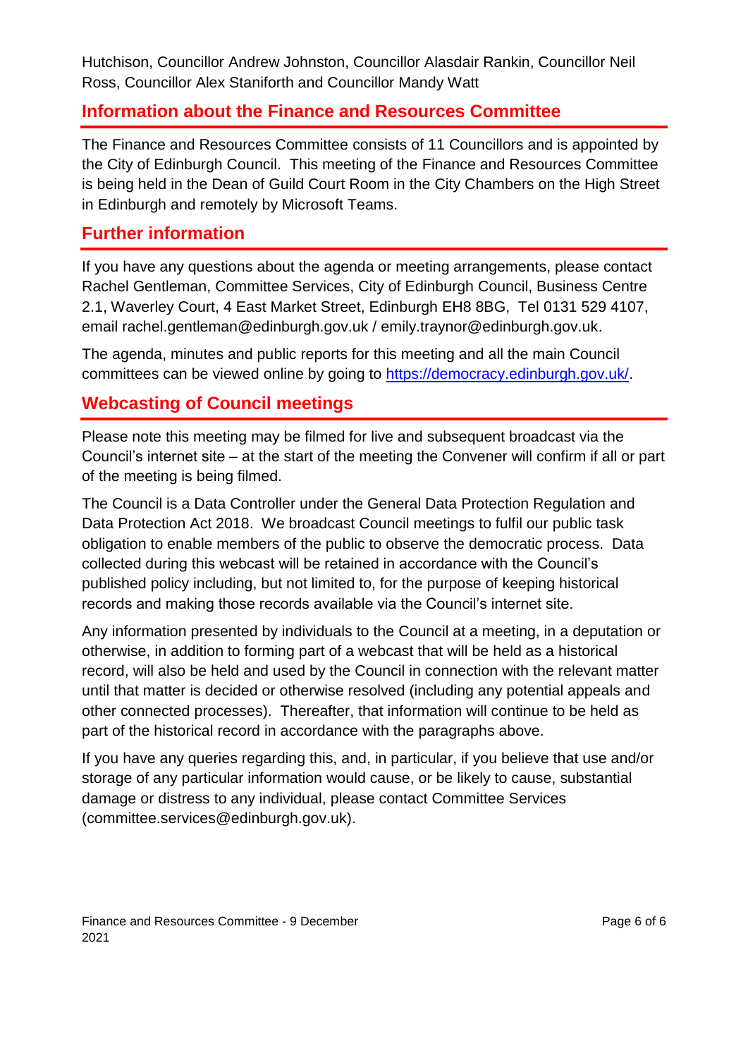Hutchison, Councillor Andrew Johnston, Councillor Alasdair Rankin, Councillor Neil Ross, Councillor Alex Staniforth and Councillor Mandy Watt

## Information about the Finance and Resources Committee

The Finance and Resources Committee consists of 11 Councillors and is appointed by the City of Edinburgh Council. This meeting of the Finance and Resources Committee is being held in the Dean of Guild Court Room in the City Chambers on the High Street in Edinburgh and remotely by Microsoft Teams.

## Further information

If you have any questions about the agenda or meeting arrangements, please contact Rachel Gentleman, Committee Services, City of Edinburgh Council, Business Centre 2.1, Waverley Court, 4 East Market Street, Edinburgh EH8 8BG, Tel 0131 529 4107, email rachel.gentleman@edinburgh.gov.uk / emily.traynor@edinburgh.gov.uk.

The agenda, minutes and public reports for this meeting and all the main Council committees can be viewed online by going to [https://democracy.edinburgh.gov.uk/](https://democracy.edinburgh.gov.uk/).

## Webcasting of Council meetings

Please note this meeting may be filmed for live and subsequent broadcast via the Council's internet site – at the start of the meeting the Convener will confirm if all or part of the meeting is being filmed.

The Council is a Data Controller under the General Data Protection Regulation and Data Protection Act 2018. We broadcast Council meetings to fulfil our public task obligation to enable members of the public to observe the democratic process. Data collected during this webcast will be retained in accordance with the Council's published policy including, but not limited to, for the purpose of keeping historical records and making those records available via the Council's internet site.

Any information presented by individuals to the Council at a meeting, in a deputation or otherwise, in addition to forming part of a webcast that will be held as a historical record, will also be held and used by the Council in connection with the relevant matter until that matter is decided or otherwise resolved (including any potential appeals and other connected processes). Thereafter, that information will continue to be held as part of the historical record in accordance with the paragraphs above.

If you have any queries regarding this, and, in particular, if you believe that use and/or storage of any particular information would cause, or be likely to cause, substantial damage or distress to any individual, please contact Committee Services (committee.services@edinburgh.gov.uk).